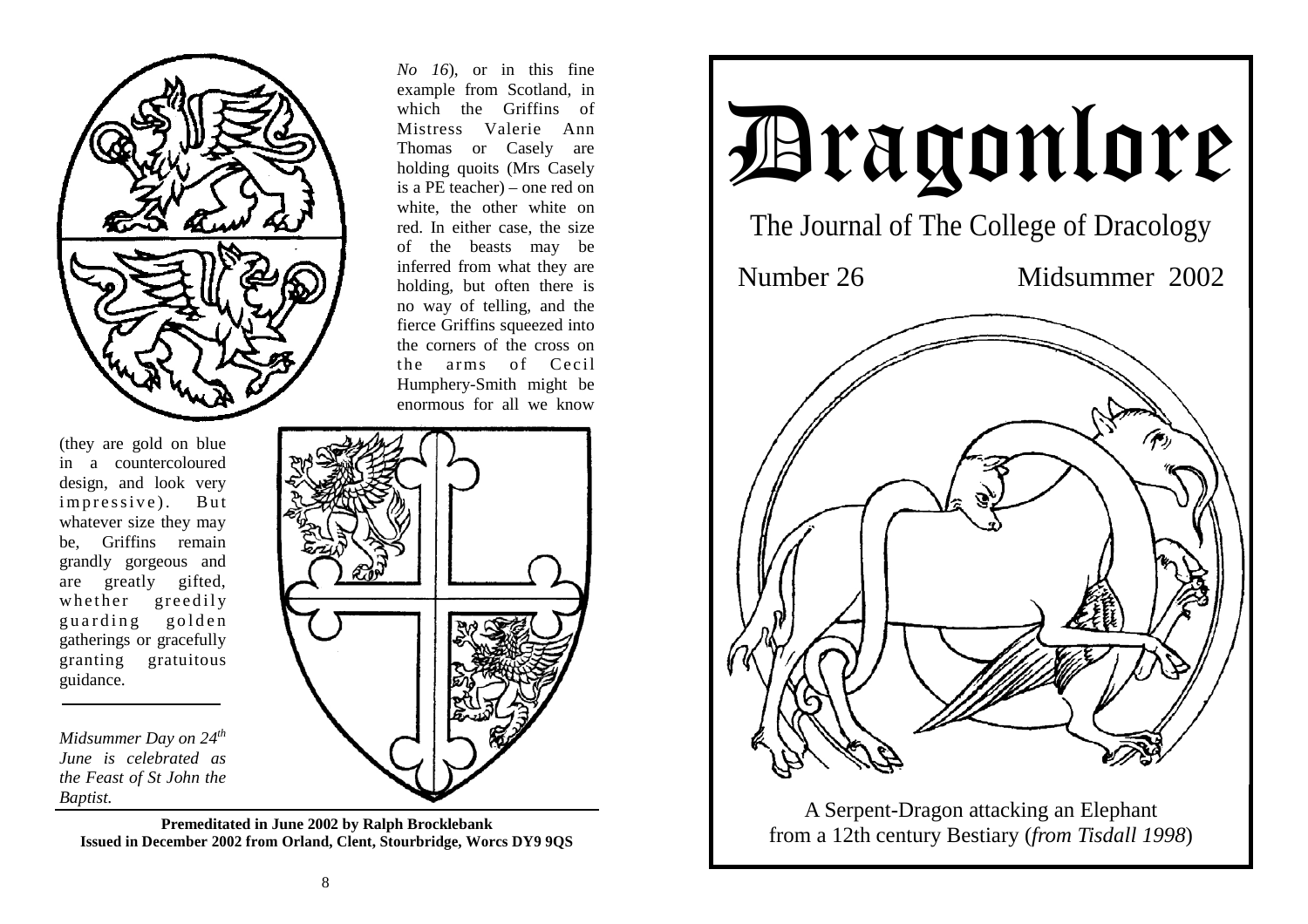*No 16*), or in this fine example from Scotland, in which the Griffins of Mistress Valerie Ann Thomas or Casely are holding quoits (Mrs Casely is a PE teacher) – one red on white, the other white on red. In either case, the size of the beasts may be inferred from what they are holding, but often there is no way of telling, and the fierce Griffins squeezed into the corners of the cross on the arms of Cecil Humphery-Smith might be enormous for all we know (they are gold on blue in a countercoloured design, and look very impressive). But whatever size they may be, Griffins remain grandly gorgeous and are greatly gifted, whether greedily guarding golden gatherings or gracefully granting gratuitous guidance.

---

*Midsummer Day on 24th June is celebrated as the Feast of St John the Baptist.*

---

**Premeditated in June 2002 by Ralph Brocklebank**
**Issued in December 2002 from Orland, Clent, Stourbridge, Worcs DY9 9QS**

# Dragonlore

## The Journal of The College of Dracology

Number 26 Midsummer 2002

A Serpent-Dragon attacking an Elephant from a 12th century Bestiary (*from Tisdall 1998*)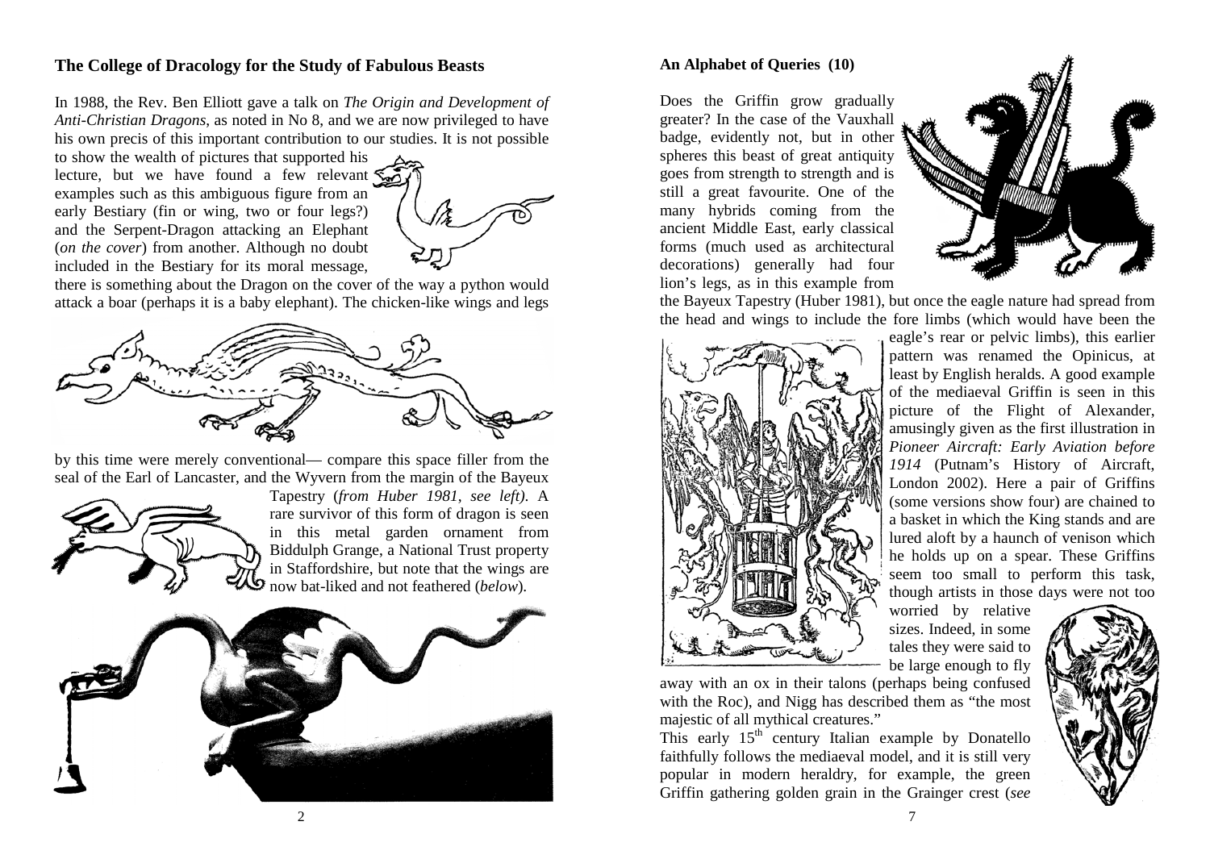## The College of Dracology for the Study of Fabulous Beasts

In 1988, the Rev. Ben Elliott gave a talk on *The Origin and Development of Anti-Christian Dragons*, as noted in No 8, and we are now privileged to have his own precis of this important contribution to our studies. It is not possible to show the wealth of pictures that supported his lecture, but we have found a few relevant examples such as this ambiguous figure from an early Bestiary (fin or wing, two or four legs?) and the Serpent-Dragon attacking an Elephant (*on the cover*) from another. Although no doubt included in the Bestiary for its moral message, there is something about the Dragon on the cover of the way a python would attack a boar (perhaps it is a baby elephant). The chicken-like wings and legs by this time were merely conventional— compare this space filler from the seal of the Earl of Lancaster, and the Wyvern from the margin of the Bayeux Tapestry (*from Huber 1981, see left)*. A rare survivor of this form of dragon is seen in this metal garden ornament from Biddulph Grange, a National Trust property in Staffordshire, but note that the wings are now bat-liked and not feathered (*below*).

## An Alphabet of Queries (10)

Does the Griffin grow gradually greater? In the case of the Vauxhall badge, evidently not, but in other spheres this beast of great antiquity goes from strength to strength and is still a great favourite. One of the many hybrids coming from the ancient Middle East, early classical forms (much used as architectural decorations) generally had four lion's legs, as in this example from the Bayeux Tapestry (Huber 1981), but once the eagle nature had spread from the head and wings to include the fore limbs (which would have been the eagle's rear or pelvic limbs), this earlier pattern was renamed the Opinicus, at least by English heralds. A good example of the mediaeval Griffin is seen in this picture of the Flight of Alexander, amusingly given as the first illustration in *Pioneer Aircraft: Early Aviation before 1914* (Putnam's History of Aircraft, London 2002). Here a pair of Griffins (some versions show four) are chained to a basket in which the King stands and are lured aloft by a haunch of venison which he holds up on a spear. These Griffins seem too small to perform this task, though artists in those days were not too worried by relative sizes. Indeed, in some tales they were said to be large enough to fly away with an ox in their talons (perhaps being confused with the Roc), and Nigg has described them as "the most majestic of all mythical creatures."

This early 15th century Italian example by Donatello faithfully follows the mediaeval model, and it is still very popular in modern heraldry, for example, the green Griffin gathering golden grain in the Grainger crest (*see*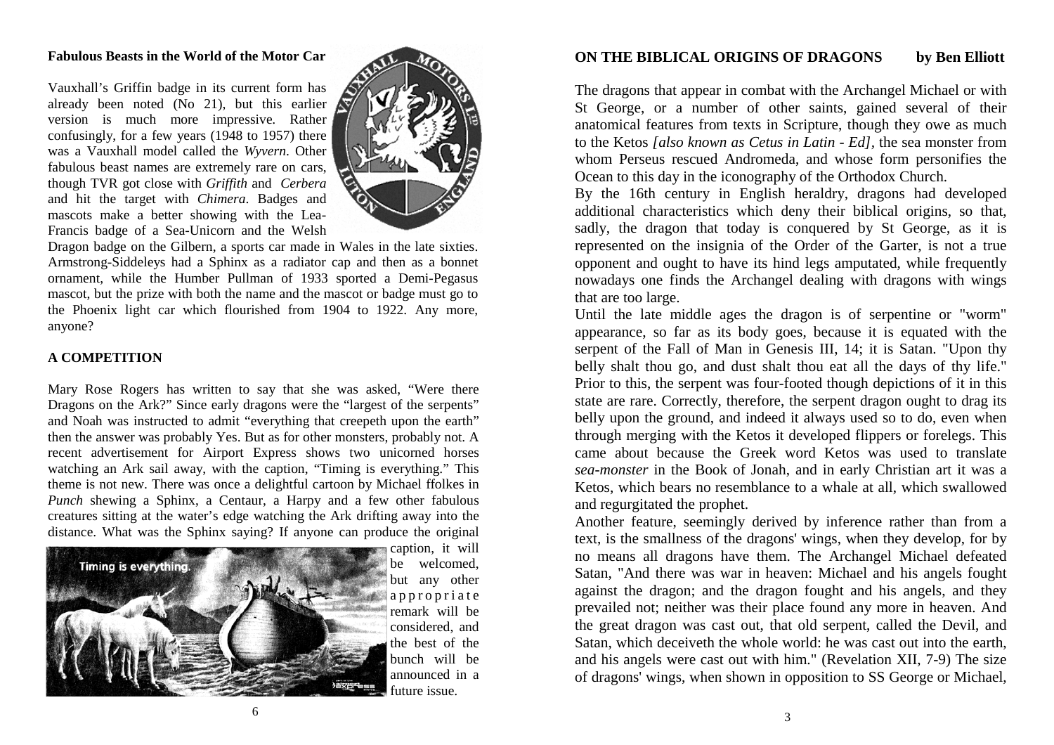**Fabulous Beasts in the World of the Motor Car**

Vauxhall's Griffin badge in its current form has already been noted (No 21), but this earlier version is much more impressive. Rather confusingly, for a few years (1948 to 1957) there was a Vauxhall model called the *Wyvern*. Other fabulous beast names are extremely rare on cars, though TVR got close with *Griffith* and *Cerbera* and hit the target with *Chimera*. Badges and mascots make a better showing with the Lea-Francis badge of a Sea-Unicorn and the Welsh Dragon badge on the Gilbern, a sports car made in Wales in the late sixties. Armstrong-Siddeleys had a Sphinx as a radiator cap and then as a bonnet ornament, while the Humber Pullman of 1933 sported a Demi-Pegasus mascot, but the prize with both the name and the mascot or badge must go to the Phoenix light car which flourished from 1904 to 1922. Any more, anyone?

**A COMPETITION**

Mary Rose Rogers has written to say that she was asked, "Were there Dragons on the Ark?" Since early dragons were the "largest of the serpents" and Noah was instructed to admit "everything that creepeth upon the earth" then the answer was probably Yes. But as for other monsters, probably not. A recent advertisement for Airport Express shows two unicorned horses watching an Ark sail away, with the caption, "Timing is everything." This theme is not new. There was once a delightful cartoon by Michael ffolkes in *Punch* shewing a Sphinx, a Centaur, a Harpy and a few other fabulous creatures sitting at the water's edge watching the Ark drifting away into the distance. What was the Sphinx saying? If anyone can produce the original caption, it will be welcomed, but any other appropriate remark will be considered, and the best of the bunch will be announced in a future issue.

**ON THE BIBLICAL ORIGINS OF DRAGONS** **by Ben Elliott**

The dragons that appear in combat with the Archangel Michael or with St George, or a number of other saints, gained several of their anatomical features from texts in Scripture, though they owe as much to the Ketos *[also known as Cetus in Latin - Ed]*, the sea monster from whom Perseus rescued Andromeda, and whose form personifies the Ocean to this day in the iconography of the Orthodox Church.

By the 16th century in English heraldry, dragons had developed additional characteristics which deny their biblical origins, so that, sadly, the dragon that today is conquered by St George, as it is represented on the insignia of the Order of the Garter, is not a true opponent and ought to have its hind legs amputated, while frequently nowadays one finds the Archangel dealing with dragons with wings that are too large.

Until the late middle ages the dragon is of serpentine or "worm" appearance, so far as its body goes, because it is equated with the serpent of the Fall of Man in Genesis III, 14; it is Satan. "Upon thy belly shalt thou go, and dust shalt thou eat all the days of thy life." Prior to this, the serpent was four-footed though depictions of it in this state are rare. Correctly, therefore, the serpent dragon ought to drag its belly upon the ground, and indeed it always used so to do, even when through merging with the Ketos it developed flippers or forelegs. This came about because the Greek word Ketos was used to translate *sea-monster* in the Book of Jonah, and in early Christian art it was a Ketos, which bears no resemblance to a whale at all, which swallowed and regurgitated the prophet.

Another feature, seemingly derived by inference rather than from a text, is the smallness of the dragons' wings, when they develop, for by no means all dragons have them. The Archangel Michael defeated Satan, "And there was war in heaven: Michael and his angels fought against the dragon; and the dragon fought and his angels, and they prevailed not; neither was their place found any more in heaven. And the great dragon was cast out, that old serpent, called the Devil, and Satan, which deceiveth the whole world: he was cast out into the earth, and his angels were cast out with him." (Revelation XII, 7-9) The size of dragons' wings, when shown in opposition to SS George or Michael,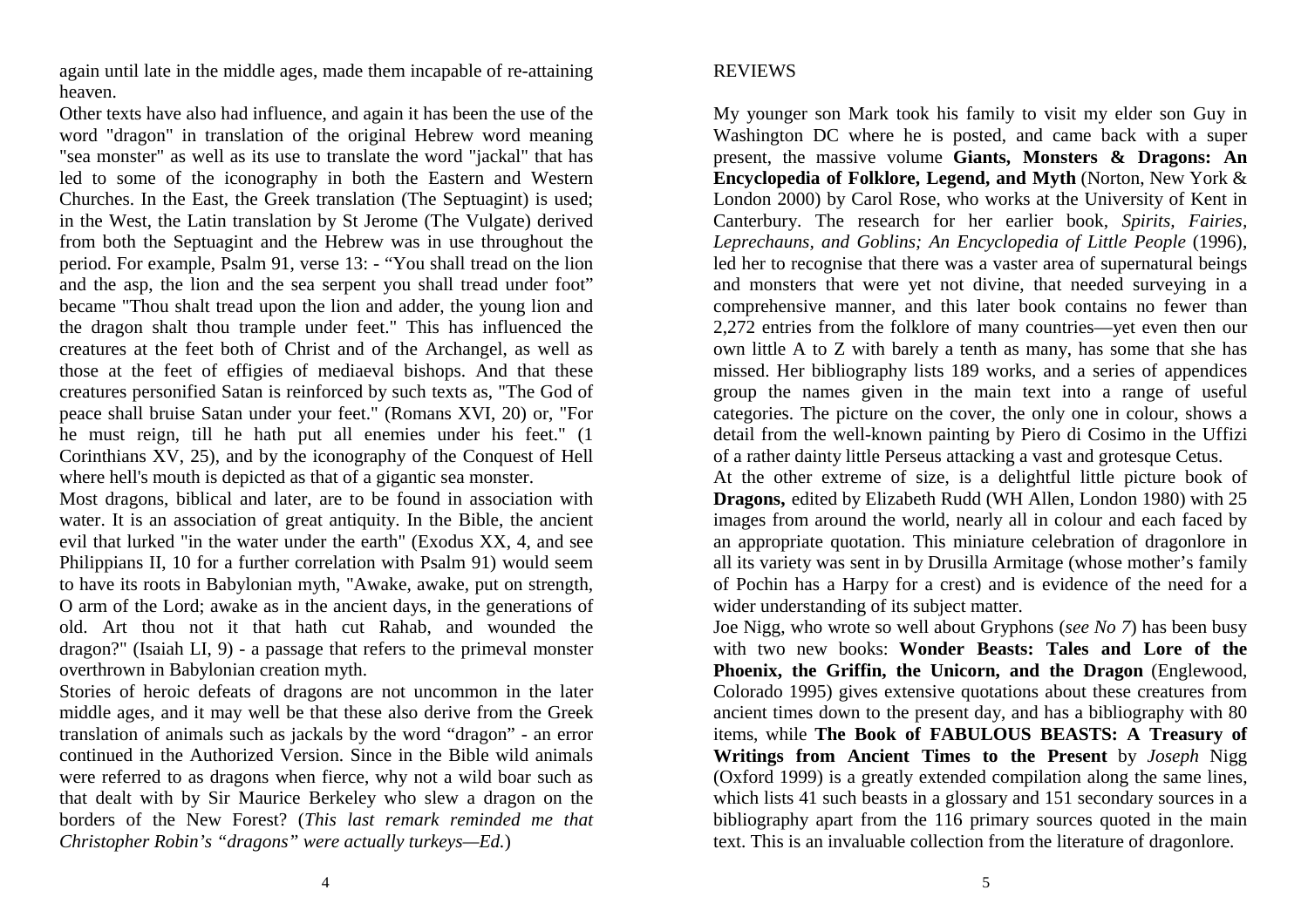again until late in the middle ages, made them incapable of re-attaining heaven.

Other texts have also had influence, and again it has been the use of the word "dragon" in translation of the original Hebrew word meaning "sea monster" as well as its use to translate the word "jackal" that has led to some of the iconography in both the Eastern and Western Churches. In the East, the Greek translation (The Septuagint) is used; in the West, the Latin translation by St Jerome (The Vulgate) derived from both the Septuagint and the Hebrew was in use throughout the period. For example, Psalm 91, verse 13: - "You shall tread on the lion and the asp, the lion and the sea serpent you shall tread under foot" became "Thou shalt tread upon the lion and adder, the young lion and the dragon shalt thou trample under feet." This has influenced the creatures at the feet both of Christ and of the Archangel, as well as those at the feet of effigies of mediaeval bishops. And that these creatures personified Satan is reinforced by such texts as, "The God of peace shall bruise Satan under your feet." (Romans XVI, 20) or, "For he must reign, till he hath put all enemies under his feet." (1 Corinthians XV, 25), and by the iconography of the Conquest of Hell where hell's mouth is depicted as that of a gigantic sea monster.

Most dragons, biblical and later, are to be found in association with water. It is an association of great antiquity. In the Bible, the ancient evil that lurked "in the water under the earth" (Exodus XX, 4, and see Philippians II, 10 for a further correlation with Psalm 91) would seem to have its roots in Babylonian myth, "Awake, awake, put on strength, O arm of the Lord; awake as in the ancient days, in the generations of old. Art thou not it that hath cut Rahab, and wounded the dragon?" (Isaiah LI, 9) - a passage that refers to the primeval monster overthrown in Babylonian creation myth.

Stories of heroic defeats of dragons are not uncommon in the later middle ages, and it may well be that these also derive from the Greek translation of animals such as jackals by the word "dragon" - an error continued in the Authorized Version. Since in the Bible wild animals were referred to as dragons when fierce, why not a wild boar such as that dealt with by Sir Maurice Berkeley who slew a dragon on the borders of the New Forest? (*This last remark reminded me that Christopher Robin's "dragons" were actually turkeys—Ed.*)

## REVIEWS

My younger son Mark took his family to visit my elder son Guy in Washington DC where he is posted, and came back with a super present, the massive volume **Giants, Monsters & Dragons: An Encyclopedia of Folklore, Legend, and Myth** (Norton, New York & London 2000) by Carol Rose, who works at the University of Kent in Canterbury. The research for her earlier book, *Spirits, Fairies, Leprechauns, and Goblins; An Encyclopedia of Little People* (1996), led her to recognise that there was a vaster area of supernatural beings and monsters that were yet not divine, that needed surveying in a comprehensive manner, and this later book contains no fewer than 2,272 entries from the folklore of many countries—yet even then our own little A to Z with barely a tenth as many, has some that she has missed. Her bibliography lists 189 works, and a series of appendices group the names given in the main text into a range of useful categories. The picture on the cover, the only one in colour, shows a detail from the well-known painting by Piero di Cosimo in the Uffizi of a rather dainty little Perseus attacking a vast and grotesque Cetus.

At the other extreme of size, is a delightful little picture book of **Dragons,** edited by Elizabeth Rudd (WH Allen, London 1980) with 25 images from around the world, nearly all in colour and each faced by an appropriate quotation. This miniature celebration of dragonlore in all its variety was sent in by Drusilla Armitage (whose mother's family of Pochin has a Harpy for a crest) and is evidence of the need for a wider understanding of its subject matter.

Joe Nigg, who wrote so well about Gryphons (*see No 7*) has been busy with two new books: **Wonder Beasts: Tales and Lore of the Phoenix, the Griffin, the Unicorn, and the Dragon** (Englewood, Colorado 1995) gives extensive quotations about these creatures from ancient times down to the present day, and has a bibliography with 80 items, while **The Book of FABULOUS BEASTS: A Treasury of Writings from Ancient Times to the Present** by *Joseph* Nigg (Oxford 1999) is a greatly extended compilation along the same lines, which lists 41 such beasts in a glossary and 151 secondary sources in a bibliography apart from the 116 primary sources quoted in the main text. This is an invaluable collection from the literature of dragonlore.